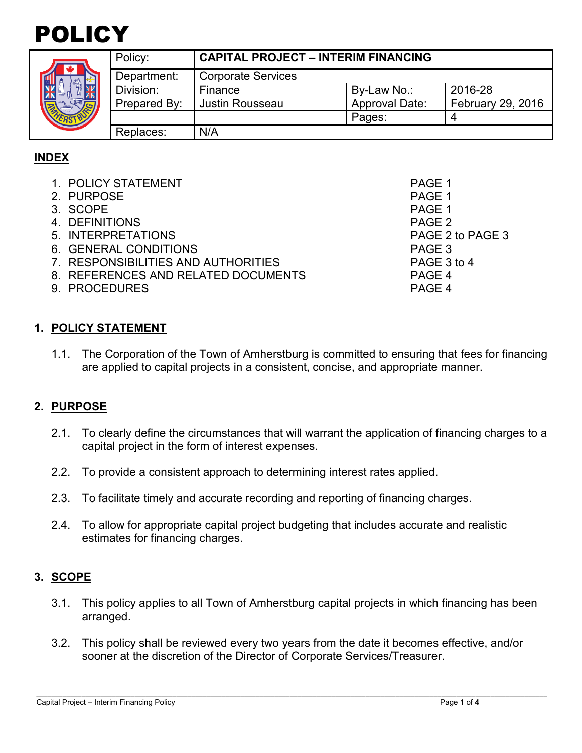# POLICY

| Policy: | CAPITAL PROJECT – INTERIM FINANCING | | |
|---|---|---|---|
| Department: | Corporate Services | | |
| Division: | Finance | By-Law No.: | 2016-28 |
| Prepared By: | Justin Rousseau | Approval Date: | February 29, 2016 |
| | | Pages: | 4 |
| Replaces: | N/A | | |

## INDEX

1. POLICY STATEMENT — PAGE 1
2. PURPOSE — PAGE 1
3. SCOPE — PAGE 1
4. DEFINITIONS — PAGE 2
5. INTERPRETATIONS — PAGE 2 to PAGE 3
6. GENERAL CONDITIONS — PAGE 3
7. RESPONSIBILITIES AND AUTHORITIES — PAGE 3 to 4
8. REFERENCES AND RELATED DOCUMENTS — PAGE 4
9. PROCEDURES — PAGE 4

## 1. POLICY STATEMENT

1.1. The Corporation of the Town of Amherstburg is committed to ensuring that fees for financing are applied to capital projects in a consistent, concise, and appropriate manner.

## 2. PURPOSE

2.1. To clearly define the circumstances that will warrant the application of financing charges to a capital project in the form of interest expenses.

2.2. To provide a consistent approach to determining interest rates applied.

2.3. To facilitate timely and accurate recording and reporting of financing charges.

2.4. To allow for appropriate capital project budgeting that includes accurate and realistic estimates for financing charges.

## 3. SCOPE

3.1. This policy applies to all Town of Amherstburg capital projects in which financing has been arranged.

3.2. This policy shall be reviewed every two years from the date it becomes effective, and/or sooner at the discretion of the Director of Corporate Services/Treasurer.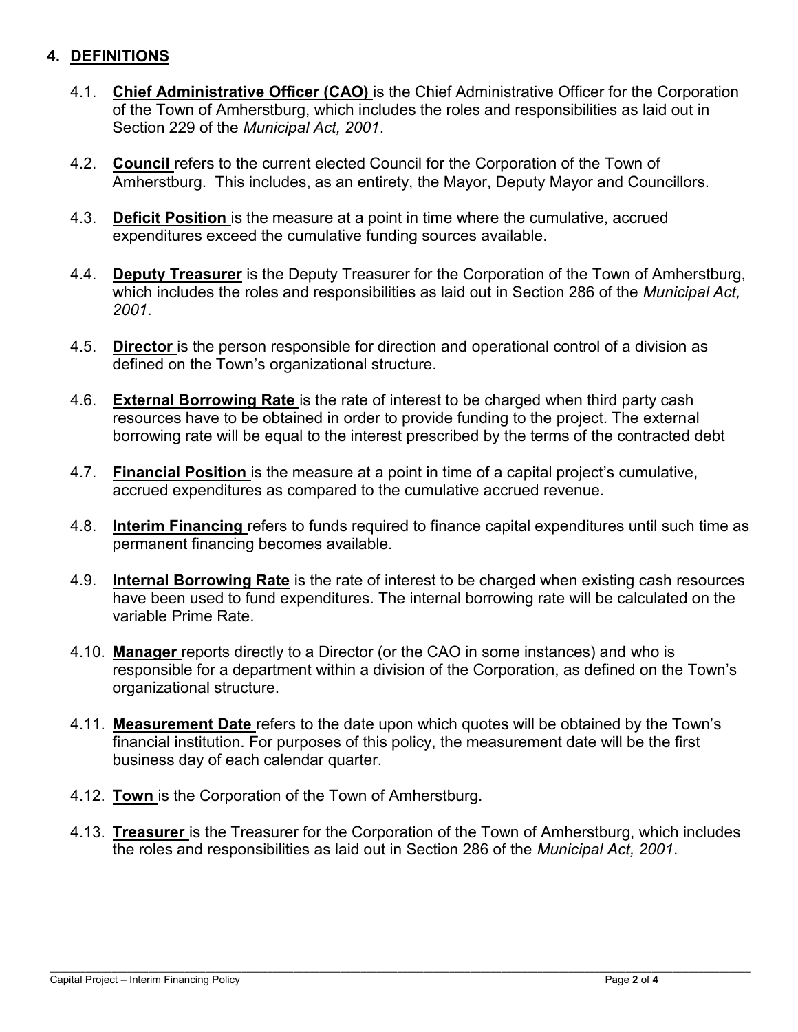## 4. DEFINITIONS

4.1. **Chief Administrative Officer (CAO)** is the Chief Administrative Officer for the Corporation of the Town of Amherstburg, which includes the roles and responsibilities as laid out in Section 229 of the *Municipal Act, 2001*.

4.2. **Council** refers to the current elected Council for the Corporation of the Town of Amherstburg. This includes, as an entirety, the Mayor, Deputy Mayor and Councillors.

4.3. **Deficit Position** is the measure at a point in time where the cumulative, accrued expenditures exceed the cumulative funding sources available.

4.4. **Deputy Treasurer** is the Deputy Treasurer for the Corporation of the Town of Amherstburg, which includes the roles and responsibilities as laid out in Section 286 of the *Municipal Act, 2001*.

4.5. **Director** is the person responsible for direction and operational control of a division as defined on the Town's organizational structure.

4.6. **External Borrowing Rate** is the rate of interest to be charged when third party cash resources have to be obtained in order to provide funding to the project. The external borrowing rate will be equal to the interest prescribed by the terms of the contracted debt

4.7. **Financial Position** is the measure at a point in time of a capital project's cumulative, accrued expenditures as compared to the cumulative accrued revenue.

4.8. **Interim Financing** refers to funds required to finance capital expenditures until such time as permanent financing becomes available.

4.9. **Internal Borrowing Rate** is the rate of interest to be charged when existing cash resources have been used to fund expenditures. The internal borrowing rate will be calculated on the variable Prime Rate.

4.10. **Manager** reports directly to a Director (or the CAO in some instances) and who is responsible for a department within a division of the Corporation, as defined on the Town's organizational structure.

4.11. **Measurement Date** refers to the date upon which quotes will be obtained by the Town's financial institution. For purposes of this policy, the measurement date will be the first business day of each calendar quarter.

4.12. **Town** is the Corporation of the Town of Amherstburg.

4.13. **Treasurer** is the Treasurer for the Corporation of the Town of Amherstburg, which includes the roles and responsibilities as laid out in Section 286 of the *Municipal Act, 2001*.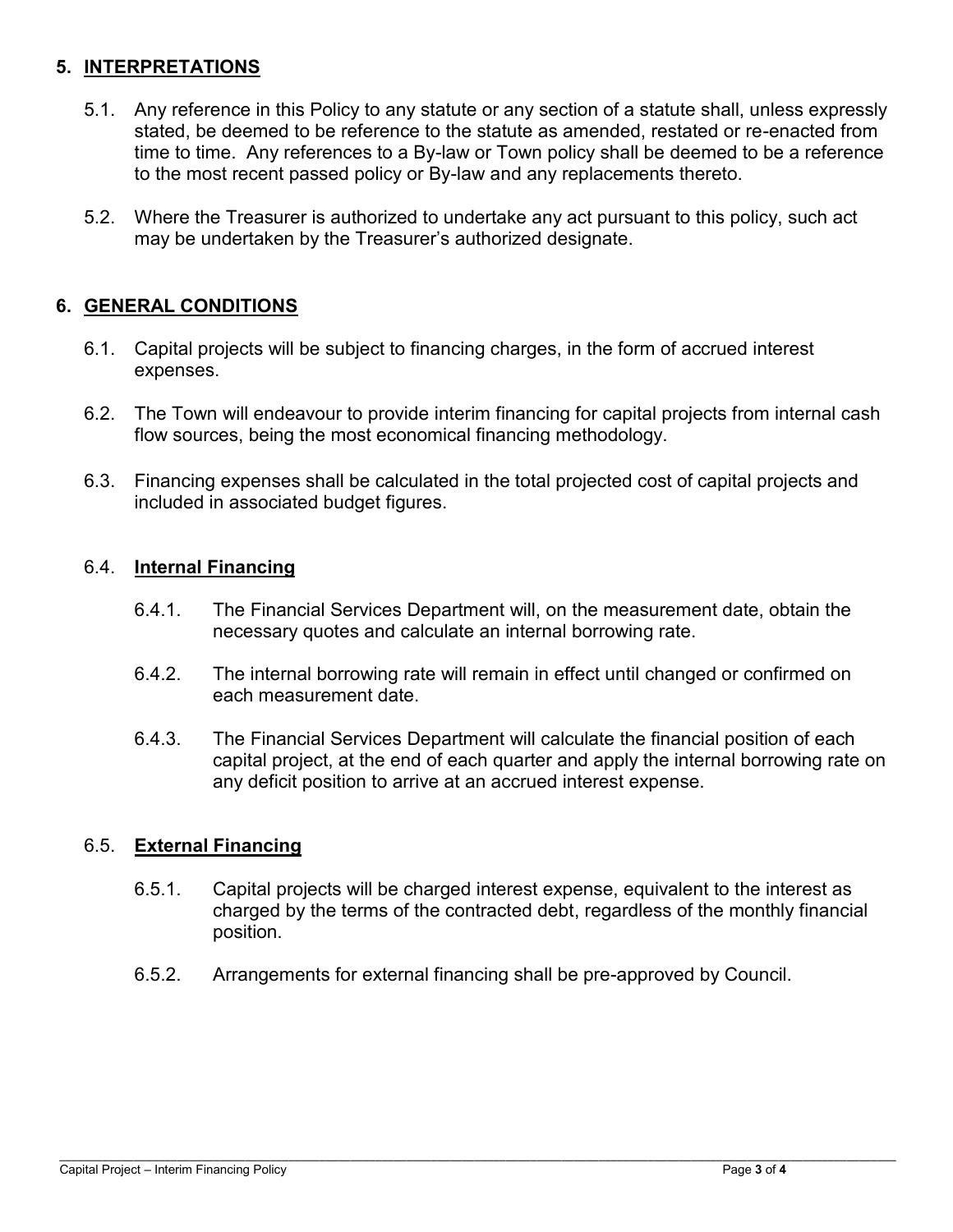## 5. INTERPRETATIONS

5.1. Any reference in this Policy to any statute or any section of a statute shall, unless expressly stated, be deemed to be reference to the statute as amended, restated or re-enacted from time to time. Any references to a By-law or Town policy shall be deemed to be a reference to the most recent passed policy or By-law and any replacements thereto.

5.2. Where the Treasurer is authorized to undertake any act pursuant to this policy, such act may be undertaken by the Treasurer's authorized designate.

## 6. GENERAL CONDITIONS

6.1. Capital projects will be subject to financing charges, in the form of accrued interest expenses.

6.2. The Town will endeavour to provide interim financing for capital projects from internal cash flow sources, being the most economical financing methodology.

6.3. Financing expenses shall be calculated in the total projected cost of capital projects and included in associated budget figures.

### 6.4. Internal Financing

6.4.1. The Financial Services Department will, on the measurement date, obtain the necessary quotes and calculate an internal borrowing rate.

6.4.2. The internal borrowing rate will remain in effect until changed or confirmed on each measurement date.

6.4.3. The Financial Services Department will calculate the financial position of each capital project, at the end of each quarter and apply the internal borrowing rate on any deficit position to arrive at an accrued interest expense.

### 6.5. External Financing

6.5.1. Capital projects will be charged interest expense, equivalent to the interest as charged by the terms of the contracted debt, regardless of the monthly financial position.

6.5.2. Arrangements for external financing shall be pre-approved by Council.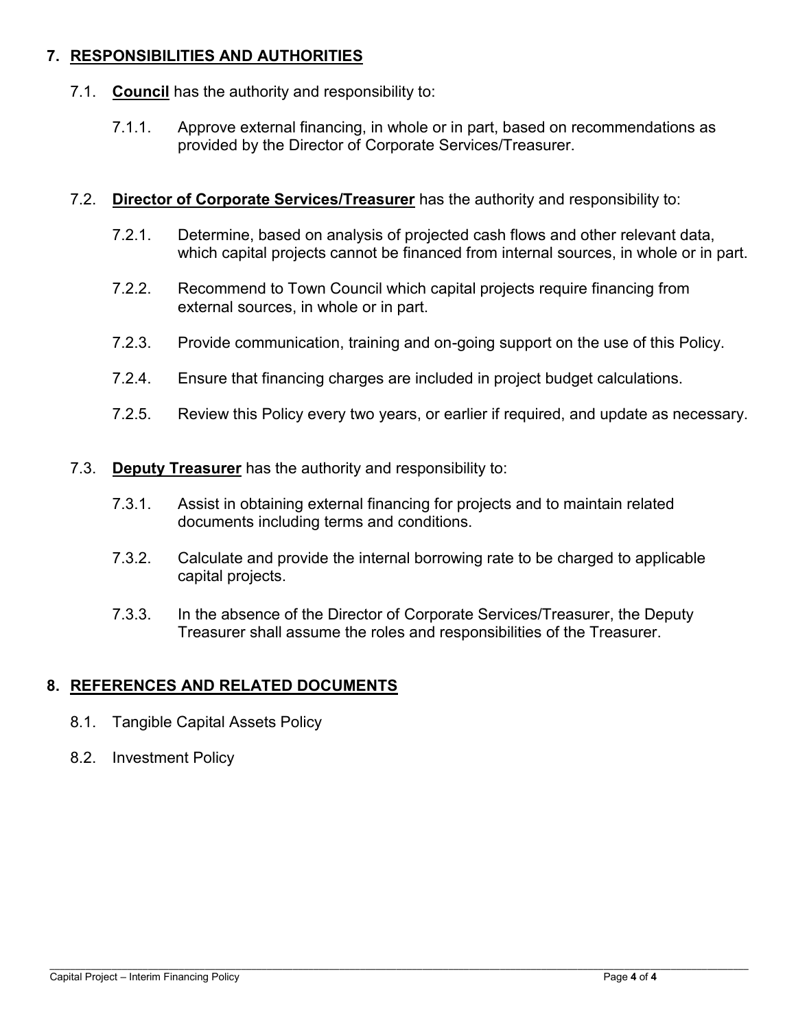## 7. RESPONSIBILITIES AND AUTHORITIES

7.1. **Council** has the authority and responsibility to:

7.1.1. Approve external financing, in whole or in part, based on recommendations as provided by the Director of Corporate Services/Treasurer.

7.2. **Director of Corporate Services/Treasurer** has the authority and responsibility to:

7.2.1. Determine, based on analysis of projected cash flows and other relevant data, which capital projects cannot be financed from internal sources, in whole or in part.

7.2.2. Recommend to Town Council which capital projects require financing from external sources, in whole or in part.

7.2.3. Provide communication, training and on-going support on the use of this Policy.

7.2.4. Ensure that financing charges are included in project budget calculations.

7.2.5. Review this Policy every two years, or earlier if required, and update as necessary.

7.3. **Deputy Treasurer** has the authority and responsibility to:

7.3.1. Assist in obtaining external financing for projects and to maintain related documents including terms and conditions.

7.3.2. Calculate and provide the internal borrowing rate to be charged to applicable capital projects.

7.3.3. In the absence of the Director of Corporate Services/Treasurer, the Deputy Treasurer shall assume the roles and responsibilities of the Treasurer.

## 8. REFERENCES AND RELATED DOCUMENTS

8.1. Tangible Capital Assets Policy

8.2. Investment Policy